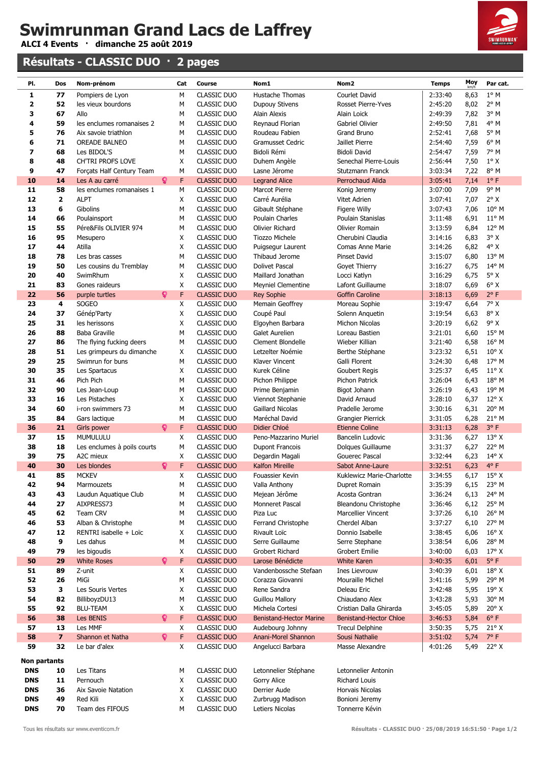# Swimrunman Grand Lacs de Laffrey

**ALCI 4 Events · dimanche 25 août 2019**

## Résultats - CLASSIC DUO · 2 pages

| Pl. | Dos | Nom-prénom | Cat | Course | Nom1 | Nom2 | Temps | Moy km/h | Par cat. |
|---|---|---|---|---|---|---|---|---|---|
| 1 | 77 | Pompiers de Lyon | M | CLASSIC DUO | Hustache Thomas | Courlet David | 2:33:40 | 8,63 | 1° M |
| 2 | 52 | les vieux bourdons | M | CLASSIC DUO | Dupouy Stivens | Rosset Pierre-Yves | 2:45:20 | 8,02 | 2° M |
| 3 | 67 | Allo | M | CLASSIC DUO | Alain Alexis | Alain Loick | 2:49:39 | 7,82 | 3° M |
| 4 | 59 | les enclumes romanaises 2 | M | CLASSIC DUO | Reynaud Florian | Gabriel Olivier | 2:49:50 | 7,81 | 4° M |
| 5 | 76 | Aix savoie triathlon | M | CLASSIC DUO | Roudeau Fabien | Grand Bruno | 2:52:41 | 7,68 | 5° M |
| 6 | 71 | OREADE BALNEO | M | CLASSIC DUO | Gramusset Cedric | Jaillet Pierre | 2:54:40 | 7,59 | 6° M |
| 7 | 68 | Les BIDOL'S | M | CLASSIC DUO | Bidoli Rémi | Bidoli David | 2:54:47 | 7,59 | 7° M |
| 8 | 48 | CH'TRI PROFS LOVE | X | CLASSIC DUO | Duhem Angèle | Senechal Pierre-Louis | 2:56:44 | 7,50 | 1° X |
| 9 | 47 | Forçats Half Century Team | M | CLASSIC DUO | Lasne Jérome | Stutzmann Franck | 3:03:34 | 7,22 | 8° M |
| 10 | 14 | Les A au carré | F | CLASSIC DUO | Legrand Alice | Perrochaud Alida | 3:05:41 | 7,14 | 1° F |
| 11 | 58 | les enclumes romanaises 1 | M | CLASSIC DUO | Marcot Pierre | Konig Jeremy | 3:07:00 | 7,09 | 9° M |
| 12 | 2 | ALPT | X | CLASSIC DUO | Carré Aurélia | Vitet Adrien | 3:07:41 | 7,07 | 2° X |
| 13 | 6 | Gibolins | M | CLASSIC DUO | Gibault Stéphane | Figere Willy | 3:07:43 | 7,06 | 10° M |
| 14 | 66 | Poulainsport | M | CLASSIC DUO | Poulain Charles | Poulain Stanislas | 3:11:48 | 6,91 | 11° M |
| 15 | 55 | Pére&Fils OLIVIER 974 | M | CLASSIC DUO | Olivier Richard | Olivier Romain | 3:13:59 | 6,84 | 12° M |
| 16 | 95 | Mesupero | X | CLASSIC DUO | Tiozzo Michele | Cherubini Claudia | 3:14:16 | 6,83 | 3° X |
| 17 | 44 | Atilla | X | CLASSIC DUO | Puigsegur Laurent | Comas Anne Marie | 3:14:26 | 6,82 | 4° X |
| 18 | 78 | Les bras casses | M | CLASSIC DUO | Thibaud Jerome | Pinset David | 3:15:07 | 6,80 | 13° M |
| 19 | 50 | Les cousins du Tremblay | M | CLASSIC DUO | Dolivet Pascal | Goyet Thierry | 3:16:27 | 6,75 | 14° M |
| 20 | 40 | SwimRhum | X | CLASSIC DUO | Maillard Jonathan | Locci Katlyn | 3:16:29 | 6,75 | 5° X |
| 21 | 83 | Gones raideurs | X | CLASSIC DUO | Meyniel Clementine | Lafont Guillaume | 3:18:07 | 6,69 | 6° X |
| 22 | 56 | purple turtles | F | CLASSIC DUO | Rey Sophie | Goffin Caroline | 3:18:13 | 6,69 | 2° F |
| 23 | 4 | SOGEO | X | CLASSIC DUO | Memain Geoffrey | Moreau Sophie | 3:19:47 | 6,64 | 7° X |
| 24 | 37 | Génép'Party | X | CLASSIC DUO | Coupé Paul | Solenn Anquetin | 3:19:54 | 6,63 | 8° X |
| 25 | 31 | les herissons | X | CLASSIC DUO | Elgoyhen Barbara | Michon Nicolas | 3:20:19 | 6,62 | 9° X |
| 26 | 88 | Baba Graville | M | CLASSIC DUO | Galet Aurelien | Loreau Bastien | 3:21:01 | 6,60 | 15° M |
| 27 | 86 | The flying fucking deers | M | CLASSIC DUO | Clement Blondelle | Wieber Killian | 3:21:40 | 6,58 | 16° M |
| 28 | 51 | Les grimpeurs du dimanche | X | CLASSIC DUO | Letzelter Noémie | Berthe Stéphane | 3:23:32 | 6,51 | 10° X |
| 29 | 25 | Swimrun for buns | M | CLASSIC DUO | Klaver Vincent | Galli Florent | 3:24:30 | 6,48 | 17° M |
| 30 | 35 | Les Spartacus | X | CLASSIC DUO | Kurek Céline | Goubert Regis | 3:25:37 | 6,45 | 11° X |
| 31 | 46 | Pich Pich | M | CLASSIC DUO | Pichon Philippe | Pichon Patrick | 3:26:04 | 6,43 | 18° M |
| 32 | 90 | Les Jean-Loup | M | CLASSIC DUO | Prime Benjamin | Bigot Johann | 3:26:29 | 6,43 | 19° M |
| 33 | 16 | Les Pistaches | X | CLASSIC DUO | Viennot Stephanie | David Arnaud | 3:28:10 | 6,37 | 12° X |
| 34 | 60 | i-ron swimmers 73 | M | CLASSIC DUO | Gaillard Nicolas | Pradelle Jerome | 3:30:16 | 6,31 | 20° M |
| 35 | 84 | Gars lactique | M | CLASSIC DUO | Maréchal David | Grangier Pierrick | 3:31:05 | 6,28 | 21° M |
| 36 | 21 | Girls power | F | CLASSIC DUO | Didier Chloé | Etienne Coline | 3:31:13 | 6,28 | 3° F |
| 37 | 15 | MUMULULU | X | CLASSIC DUO | Peno-Mazzarino Muriel | Bancelin Ludovic | 3:31:36 | 6,27 | 13° X |
| 38 | 18 | Les enclumes à poils courts | M | CLASSIC DUO | Dupont Francois | Dolques Guillaume | 3:31:37 | 6,27 | 22° M |
| 39 | 75 | A2C mieux | X | CLASSIC DUO | Degardin Magali | Gouerec Pascal | 3:32:44 | 6,23 | 14° X |
| 40 | 30 | Les blondes | F | CLASSIC DUO | Kalfon Mireille | Sabot Anne-Laure | 3:32:51 | 6,23 | 4° F |
| 41 | 85 | MCKEV | X | CLASSIC DUO | Fouassier Kevin | Kuklewicz Marie-Charlotte | 3:34:55 | 6,17 | 15° X |
| 42 | 94 | Marmouzets | M | CLASSIC DUO | Valla Anthony | Dupret Romain | 3:35:39 | 6,15 | 23° M |
| 43 | 43 | Laudun Aquatique Club | M | CLASSIC DUO | Mejean Jérôme | Acosta Gontran | 3:36:24 | 6,13 | 24° M |
| 44 | 27 | AIXPRESS73 | M | CLASSIC DUO | Monneret Pascal | Bleandonu Christophe | 3:36:46 | 6,12 | 25° M |
| 45 | 62 | Team CRV | M | CLASSIC DUO | Piza Luc | Marcellier Vincent | 3:37:26 | 6,10 | 26° M |
| 46 | 53 | Alban & Christophe | M | CLASSIC DUO | Ferrand Christophe | Cherdel Alban | 3:37:27 | 6,10 | 27° M |
| 47 | 12 | RENTRI isabelle + Loïc | X | CLASSIC DUO | Rivault Loïc | Donnio Isabelle | 3:38:45 | 6,06 | 16° X |
| 48 | 9 | Les dahus | M | CLASSIC DUO | Serre Guillaume | Serre Stephane | 3:38:54 | 6,06 | 28° M |
| 49 | 79 | les bigoudis | X | CLASSIC DUO | Grobert Richard | Grobert Emilie | 3:40:00 | 6,03 | 17° X |
| 50 | 29 | White Roses | F | CLASSIC DUO | Larose Bénédicte | White Karen | 3:40:35 | 6,01 | 5° F |
| 51 | 89 | Z-unit | X | CLASSIC DUO | Vandenbossche Stefaan | Ines Lievrouw | 3:40:39 | 6,01 | 18° X |
| 52 | 26 | MiGi | M | CLASSIC DUO | Corazza Giovanni | Mouraille Michel | 3:41:16 | 5,99 | 29° M |
| 53 | 3 | Les Souris Vertes | X | CLASSIC DUO | Rene Sandra | Deleau Eric | 3:42:48 | 5,95 | 19° X |
| 54 | 82 | BilliboyzDU13 | M | CLASSIC DUO | Guillou Mallory | Chiaudano Alex | 3:43:28 | 5,93 | 30° M |
| 55 | 92 | BLU-TEAM | X | CLASSIC DUO | Michela Cortesi | Cristian Dalla Ghirarda | 3:45:05 | 5,89 | 20° X |
| 56 | 38 | Les BENIS | F | CLASSIC DUO | Benistand-Hector Marine | Benistand-Hector Chloe | 3:46:53 | 5,84 | 6° F |
| 57 | 13 | Les MMF | X | CLASSIC DUO | Audebourg Johnny | Trecul Delphine | 3:50:35 | 5,75 | 21° X |
| 58 | 7 | Shannon et Natha | F | CLASSIC DUO | Anani-Morel Shannon | Sousi Nathalie | 3:51:02 | 5,74 | 7° F |
| 59 | 32 | Le bar d'alex | X | CLASSIC DUO | Angelucci Barbara | Masse Alexandre | 4:01:26 | 5,49 | 22° X |

**Non partants**

| Pl. | Dos | Nom-prénom | Cat | Course | Nom1 | Nom2 |
|---|---|---|---|---|---|---|
| DNS | 10 | Les Titans | M | CLASSIC DUO | Letonnelier Stéphane | Letonnelier Antonin |
| DNS | 11 | Pernouch | X | CLASSIC DUO | Gorry Alice | Richard Louis |
| DNS | 36 | Aix Savoie Natation | X | CLASSIC DUO | Derrier Aude | Horvais Nicolas |
| DNS | 49 | Red Kili | X | CLASSIC DUO | Zurbrugg Madison | Bonioni Jeremy |
| DNS | 70 | Team des FIFOUS | M | CLASSIC DUO | Letiers Nicolas | Tonnerre Kévin |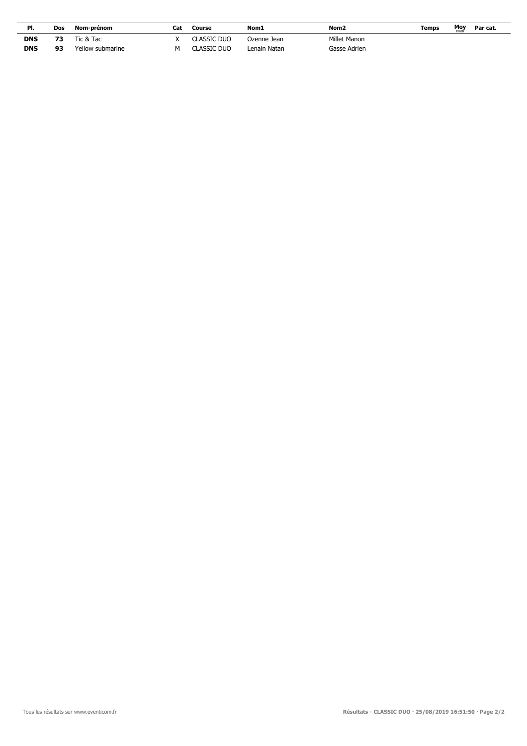| Pl. | Dos | Nom-prénom | Cat | Course | Nom1 | Nom2 | Temps | Moy km/h | Par cat. |
|---|---|---|---|---|---|---|---|---|---|
| **DNS** | **73** | Tic & Tac | X | CLASSIC DUO | Ozenne Jean | Millet Manon | | | |
| **DNS** | **93** | Yellow submarine | M | CLASSIC DUO | Lenain Natan | Gasse Adrien | | | |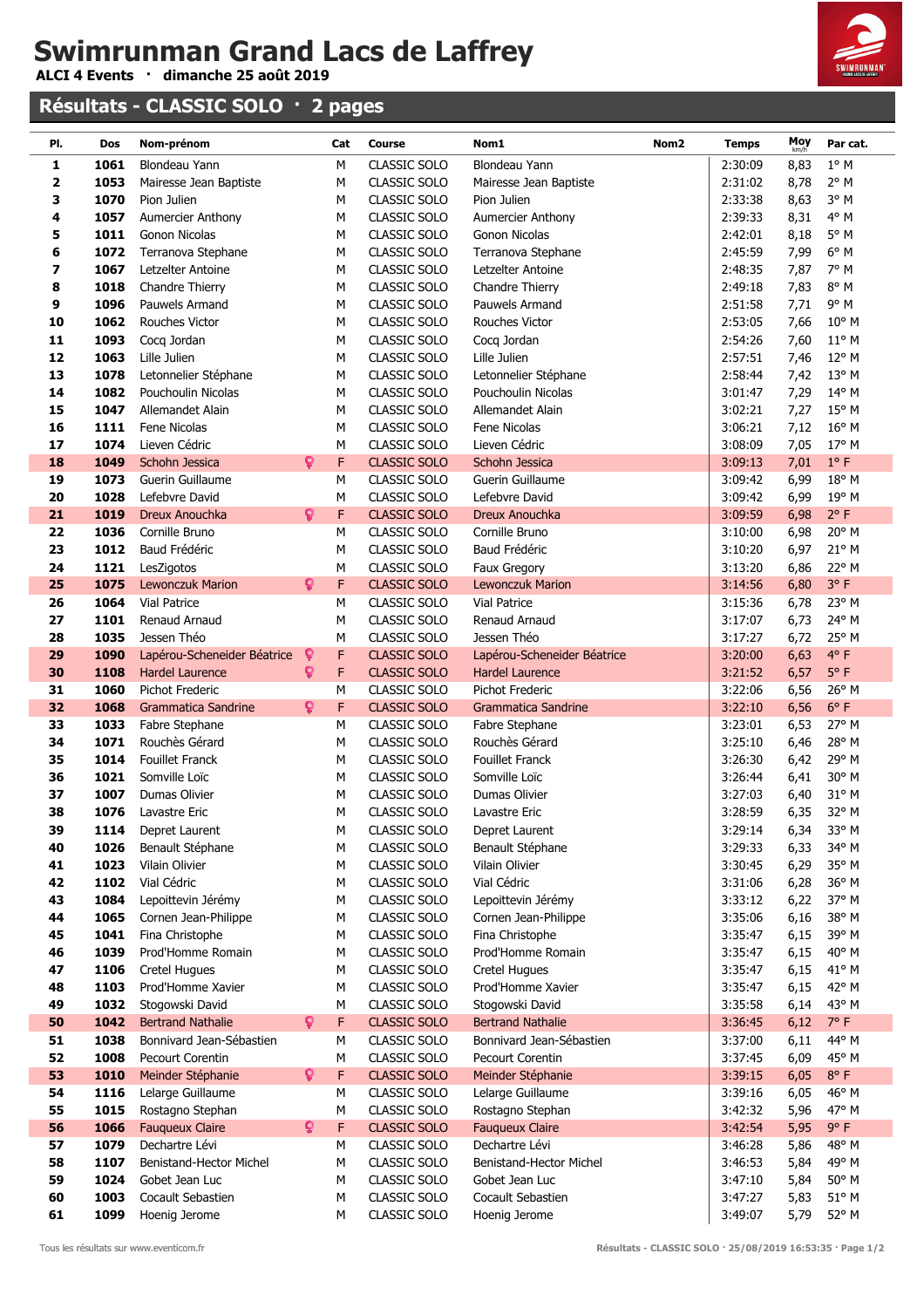# Swimrunman Grand Lacs de Laffrey

**ALCI 4 Events · dimanche 25 août 2019**

## Résultats - CLASSIC SOLO · 2 pages

| Pl. | Dos | Nom-prénom | Cat | Course | Nom1 | Nom2 | Temps | Moy km/h | Par cat. |
|---|---|---|---|---|---|---|---|---|---|
| 1 | 1061 | Blondeau Yann | M | CLASSIC SOLO | Blondeau Yann | | 2:30:09 | 8,83 | 1° M |
| 2 | 1053 | Mairesse Jean Baptiste | M | CLASSIC SOLO | Mairesse Jean Baptiste | | 2:31:02 | 8,78 | 2° M |
| 3 | 1070 | Pion Julien | M | CLASSIC SOLO | Pion Julien | | 2:33:38 | 8,63 | 3° M |
| 4 | 1057 | Aumercier Anthony | M | CLASSIC SOLO | Aumercier Anthony | | 2:39:33 | 8,31 | 4° M |
| 5 | 1011 | Gonon Nicolas | M | CLASSIC SOLO | Gonon Nicolas | | 2:42:01 | 8,18 | 5° M |
| 6 | 1072 | Terranova Stephane | M | CLASSIC SOLO | Terranova Stephane | | 2:45:59 | 7,99 | 6° M |
| 7 | 1067 | Letzelter Antoine | M | CLASSIC SOLO | Letzelter Antoine | | 2:48:35 | 7,87 | 7° M |
| 8 | 1018 | Chandre Thierry | M | CLASSIC SOLO | Chandre Thierry | | 2:49:18 | 7,83 | 8° M |
| 9 | 1096 | Pauwels Armand | M | CLASSIC SOLO | Pauwels Armand | | 2:51:58 | 7,71 | 9° M |
| 10 | 1062 | Rouches Victor | M | CLASSIC SOLO | Rouches Victor | | 2:53:05 | 7,66 | 10° M |
| 11 | 1093 | Cocq Jordan | M | CLASSIC SOLO | Cocq Jordan | | 2:54:26 | 7,60 | 11° M |
| 12 | 1063 | Lille Julien | M | CLASSIC SOLO | Lille Julien | | 2:57:51 | 7,46 | 12° M |
| 13 | 1078 | Letonnelier Stéphane | M | CLASSIC SOLO | Letonnelier Stéphane | | 2:58:44 | 7,42 | 13° M |
| 14 | 1082 | Pouchoulin Nicolas | M | CLASSIC SOLO | Pouchoulin Nicolas | | 3:01:47 | 7,29 | 14° M |
| 15 | 1047 | Allemandet Alain | M | CLASSIC SOLO | Allemandet Alain | | 3:02:21 | 7,27 | 15° M |
| 16 | 1111 | Fene Nicolas | M | CLASSIC SOLO | Fene Nicolas | | 3:06:21 | 7,12 | 16° M |
| 17 | 1074 | Lieven Cédric | M | CLASSIC SOLO | Lieven Cédric | | 3:08:09 | 7,05 | 17° M |
| 18 | 1049 | Schohn Jessica | F | CLASSIC SOLO | Schohn Jessica | | 3:09:13 | 7,01 | 1° F |
| 19 | 1073 | Guerin Guillaume | M | CLASSIC SOLO | Guerin Guillaume | | 3:09:42 | 6,99 | 18° M |
| 20 | 1028 | Lefebvre David | M | CLASSIC SOLO | Lefebvre David | | 3:09:42 | 6,99 | 19° M |
| 21 | 1019 | Dreux Anouchka | F | CLASSIC SOLO | Dreux Anouchka | | 3:09:59 | 6,98 | 2° F |
| 22 | 1036 | Cornille Bruno | M | CLASSIC SOLO | Cornille Bruno | | 3:10:00 | 6,98 | 20° M |
| 23 | 1012 | Baud Frédéric | M | CLASSIC SOLO | Baud Frédéric | | 3:10:20 | 6,97 | 21° M |
| 24 | 1121 | LesZigotos | M | CLASSIC SOLO | Faux Gregory | | 3:13:20 | 6,86 | 22° M |
| 25 | 1075 | Lewonczuk Marion | F | CLASSIC SOLO | Lewonczuk Marion | | 3:14:56 | 6,80 | 3° F |
| 26 | 1064 | Vial Patrice | M | CLASSIC SOLO | Vial Patrice | | 3:15:36 | 6,78 | 23° M |
| 27 | 1101 | Renaud Arnaud | M | CLASSIC SOLO | Renaud Arnaud | | 3:17:07 | 6,73 | 24° M |
| 28 | 1035 | Jessen Théo | M | CLASSIC SOLO | Jessen Théo | | 3:17:27 | 6,72 | 25° M |
| 29 | 1090 | Lapérou-Scheneider Béatrice | F | CLASSIC SOLO | Lapérou-Scheneider Béatrice | | 3:20:00 | 6,63 | 4° F |
| 30 | 1108 | Hardel Laurence | F | CLASSIC SOLO | Hardel Laurence | | 3:21:52 | 6,57 | 5° F |
| 31 | 1060 | Pichot Frederic | M | CLASSIC SOLO | Pichot Frederic | | 3:22:06 | 6,56 | 26° M |
| 32 | 1068 | Grammatica Sandrine | F | CLASSIC SOLO | Grammatica Sandrine | | 3:22:10 | 6,56 | 6° F |
| 33 | 1033 | Fabre Stephane | M | CLASSIC SOLO | Fabre Stephane | | 3:23:01 | 6,53 | 27° M |
| 34 | 1071 | Rouchès Gérard | M | CLASSIC SOLO | Rouchès Gérard | | 3:25:10 | 6,46 | 28° M |
| 35 | 1014 | Fouillet Franck | M | CLASSIC SOLO | Fouillet Franck | | 3:26:30 | 6,42 | 29° M |
| 36 | 1021 | Somville Loïc | M | CLASSIC SOLO | Somville Loïc | | 3:26:44 | 6,41 | 30° M |
| 37 | 1007 | Dumas Olivier | M | CLASSIC SOLO | Dumas Olivier | | 3:27:03 | 6,40 | 31° M |
| 38 | 1076 | Lavastre Eric | M | CLASSIC SOLO | Lavastre Eric | | 3:28:59 | 6,35 | 32° M |
| 39 | 1114 | Depret Laurent | M | CLASSIC SOLO | Depret Laurent | | 3:29:14 | 6,34 | 33° M |
| 40 | 1026 | Benault Stéphane | M | CLASSIC SOLO | Benault Stéphane | | 3:29:33 | 6,33 | 34° M |
| 41 | 1023 | Vilain Olivier | M | CLASSIC SOLO | Vilain Olivier | | 3:30:45 | 6,29 | 35° M |
| 42 | 1102 | Vial Cédric | M | CLASSIC SOLO | Vial Cédric | | 3:31:06 | 6,28 | 36° M |
| 43 | 1084 | Lepoittevin Jérémy | M | CLASSIC SOLO | Lepoittevin Jérémy | | 3:33:12 | 6,22 | 37° M |
| 44 | 1065 | Cornen Jean-Philippe | M | CLASSIC SOLO | Cornen Jean-Philippe | | 3:35:06 | 6,16 | 38° M |
| 45 | 1041 | Fina Christophe | M | CLASSIC SOLO | Fina Christophe | | 3:35:47 | 6,15 | 39° M |
| 46 | 1039 | Prod'Homme Romain | M | CLASSIC SOLO | Prod'Homme Romain | | 3:35:47 | 6,15 | 40° M |
| 47 | 1106 | Cretel Hugues | M | CLASSIC SOLO | Cretel Hugues | | 3:35:47 | 6,15 | 41° M |
| 48 | 1103 | Prod'Homme Xavier | M | CLASSIC SOLO | Prod'Homme Xavier | | 3:35:47 | 6,15 | 42° M |
| 49 | 1032 | Stogowski David | M | CLASSIC SOLO | Stogowski David | | 3:35:58 | 6,14 | 43° M |
| 50 | 1042 | Bertrand Nathalie | F | CLASSIC SOLO | Bertrand Nathalie | | 3:36:45 | 6,12 | 7° F |
| 51 | 1038 | Bonnivard Jean-Sébastien | M | CLASSIC SOLO | Bonnivard Jean-Sébastien | | 3:37:00 | 6,11 | 44° M |
| 52 | 1008 | Pecourt Corentin | M | CLASSIC SOLO | Pecourt Corentin | | 3:37:45 | 6,09 | 45° M |
| 53 | 1010 | Meinder Stéphanie | F | CLASSIC SOLO | Meinder Stéphanie | | 3:39:15 | 6,05 | 8° F |
| 54 | 1116 | Lelarge Guillaume | M | CLASSIC SOLO | Lelarge Guillaume | | 3:39:16 | 6,05 | 46° M |
| 55 | 1015 | Rostagno Stephan | M | CLASSIC SOLO | Rostagno Stephan | | 3:42:32 | 5,96 | 47° M |
| 56 | 1066 | Fauqueux Claire | F | CLASSIC SOLO | Fauqueux Claire | | 3:42:54 | 5,95 | 9° F |
| 57 | 1079 | Dechartre Lévi | M | CLASSIC SOLO | Dechartre Lévi | | 3:46:28 | 5,86 | 48° M |
| 58 | 1107 | Benistand-Hector Michel | M | CLASSIC SOLO | Benistand-Hector Michel | | 3:46:53 | 5,84 | 49° M |
| 59 | 1024 | Gobet Jean Luc | M | CLASSIC SOLO | Gobet Jean Luc | | 3:47:10 | 5,84 | 50° M |
| 60 | 1003 | Cocault Sebastien | M | CLASSIC SOLO | Cocault Sebastien | | 3:47:27 | 5,83 | 51° M |
| 61 | 1099 | Hoenig Jerome | M | CLASSIC SOLO | Hoenig Jerome | | 3:49:07 | 5,79 | 52° M |

Tous les résultats sur www.eventicom.fr

Résultats - CLASSIC SOLO · 25/08/2019 16:53:35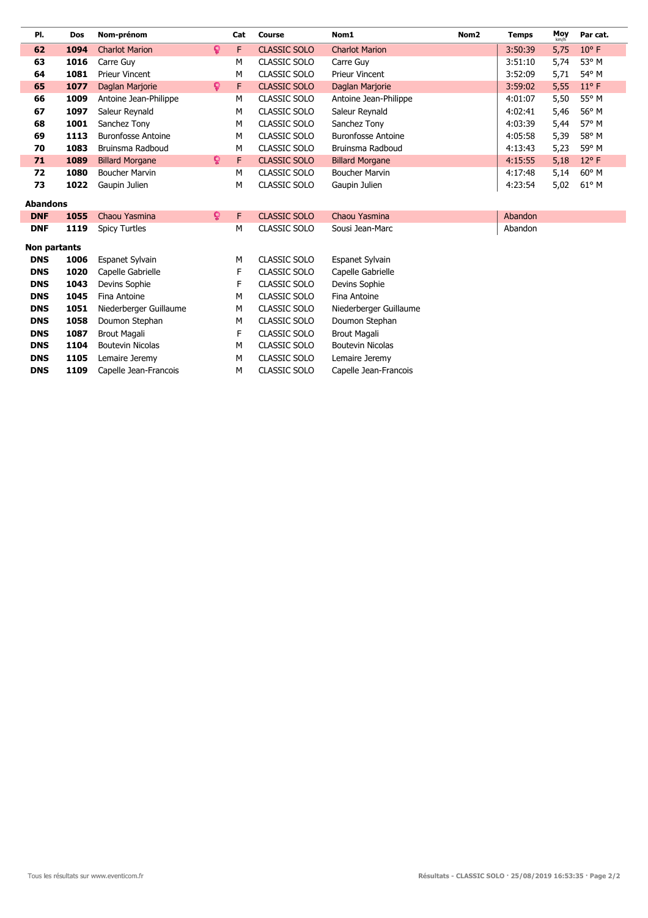| Pl. | Dos | Nom-prénom | Cat | Course | Nom1 | Nom2 | Temps | Moy km/h | Par cat. |
|---|---|---|---|---|---|---|---|---|---|
| **62** | **1094** | Charlot Marion | F | CLASSIC SOLO | Charlot Marion | | 3:50:39 | 5,75 | 10° F |
| **63** | **1016** | Carre Guy | M | CLASSIC SOLO | Carre Guy | | 3:51:10 | 5,74 | 53° M |
| **64** | **1081** | Prieur Vincent | M | CLASSIC SOLO | Prieur Vincent | | 3:52:09 | 5,71 | 54° M |
| **65** | **1077** | Daglan Marjorie | F | CLASSIC SOLO | Daglan Marjorie | | 3:59:02 | 5,55 | 11° F |
| **66** | **1009** | Antoine Jean-Philippe | M | CLASSIC SOLO | Antoine Jean-Philippe | | 4:01:07 | 5,50 | 55° M |
| **67** | **1097** | Saleur Reynald | M | CLASSIC SOLO | Saleur Reynald | | 4:02:41 | 5,46 | 56° M |
| **68** | **1001** | Sanchez Tony | M | CLASSIC SOLO | Sanchez Tony | | 4:03:39 | 5,44 | 57° M |
| **69** | **1113** | Buronfosse Antoine | M | CLASSIC SOLO | Buronfosse Antoine | | 4:05:58 | 5,39 | 58° M |
| **70** | **1083** | Bruinsma Radboud | M | CLASSIC SOLO | Bruinsma Radboud | | 4:13:43 | 5,23 | 59° M |
| **71** | **1089** | Billard Morgane | F | CLASSIC SOLO | Billard Morgane | | 4:15:55 | 5,18 | 12° F |
| **72** | **1080** | Boucher Marvin | M | CLASSIC SOLO | Boucher Marvin | | 4:17:48 | 5,14 | 60° M |
| **73** | **1022** | Gaupin Julien | M | CLASSIC SOLO | Gaupin Julien | | 4:23:54 | 5,02 | 61° M |
| **Abandons** | | | | | | | | | |
| **DNF** | **1055** | Chaou Yasmina | F | CLASSIC SOLO | Chaou Yasmina | | Abandon | | |
| **DNF** | **1119** | Spicy Turtles | M | CLASSIC SOLO | Sousi Jean-Marc | | Abandon | | |
| **Non partants** | | | | | | | | | |
| **DNS** | **1006** | Espanet Sylvain | M | CLASSIC SOLO | Espanet Sylvain | | | | |
| **DNS** | **1020** | Capelle Gabrielle | F | CLASSIC SOLO | Capelle Gabrielle | | | | |
| **DNS** | **1043** | Devins Sophie | F | CLASSIC SOLO | Devins Sophie | | | | |
| **DNS** | **1045** | Fina Antoine | M | CLASSIC SOLO | Fina Antoine | | | | |
| **DNS** | **1051** | Niederberger Guillaume | M | CLASSIC SOLO | Niederberger Guillaume | | | | |
| **DNS** | **1058** | Doumon Stephan | M | CLASSIC SOLO | Doumon Stephan | | | | |
| **DNS** | **1087** | Brout Magali | F | CLASSIC SOLO | Brout Magali | | | | |
| **DNS** | **1104** | Boutevin Nicolas | M | CLASSIC SOLO | Boutevin Nicolas | | | | |
| **DNS** | **1105** | Lemaire Jeremy | M | CLASSIC SOLO | Lemaire Jeremy | | | | |
| **DNS** | **1109** | Capelle Jean-Francois | M | CLASSIC SOLO | Capelle Jean-Francois | | | | |

Tous les résultats sur www.eventicom.fr

**Résultats - CLASSIC SOLO · 25/08/2019 16:53:35**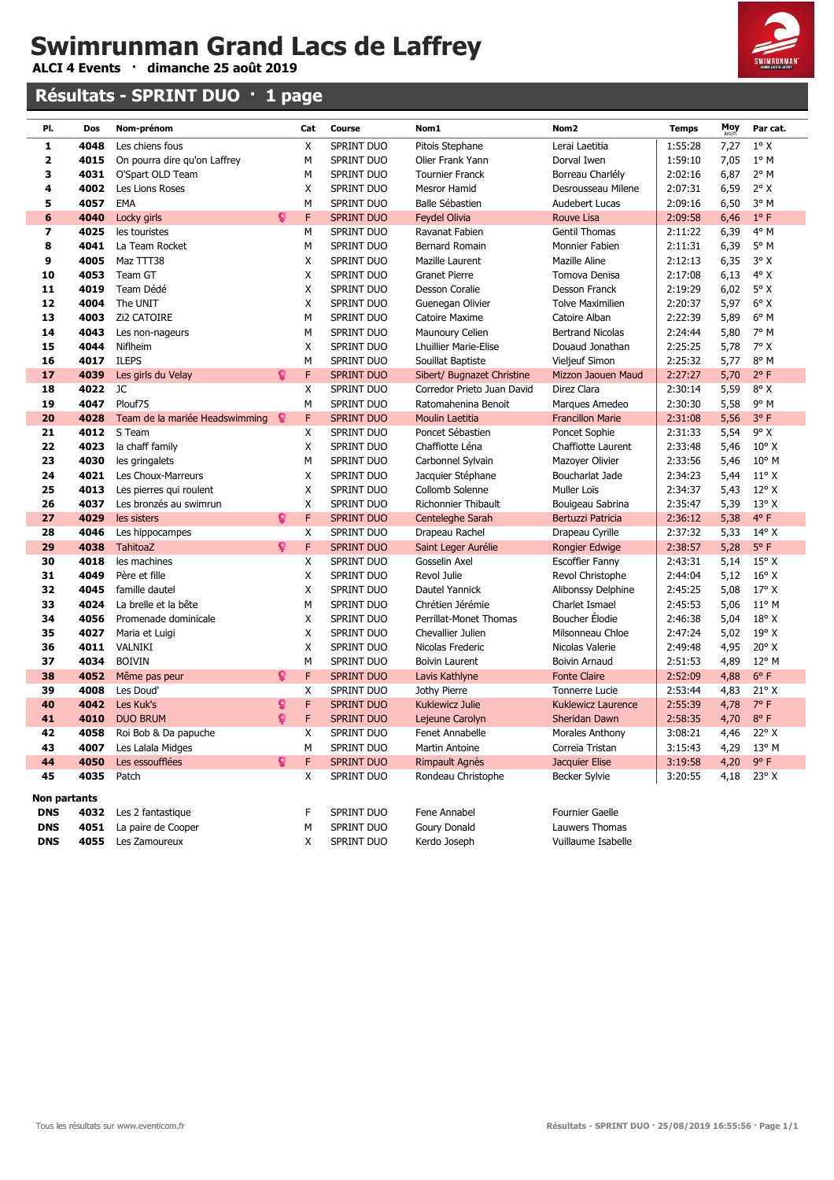# Swimrunman Grand Lacs de Laffrey

**ALCI 4 Events · dimanche 25 août 2019**

## Résultats - SPRINT DUO · 1 page

| Pl. | Dos | Nom-prénom | Cat | Course | Nom1 | Nom2 | Temps | Moy km/h | Par cat. |
|---|---|---|---|---|---|---|---|---|---|
| 1 | 4048 | Les chiens fous | X | SPRINT DUO | Pitois Stephane | Lerai Laetitia | 1:55:28 | 7,27 | 1° X |
| 2 | 4015 | On pourra dire qu'on Laffrey | M | SPRINT DUO | Olier Frank Yann | Dorval Iwen | 1:59:10 | 7,05 | 1° M |
| 3 | 4031 | O'Spart OLD Team | M | SPRINT DUO | Tournier Franck | Borreau Charlély | 2:02:16 | 6,87 | 2° M |
| 4 | 4002 | Les Lions Roses | X | SPRINT DUO | Mesror Hamid | Desrousseau Milene | 2:07:31 | 6,59 | 2° X |
| 5 | 4057 | EMA | M | SPRINT DUO | Balle Sébastien | Audebert Lucas | 2:09:16 | 6,50 | 3° M |
| 6 | 4040 | Locky girls | F | SPRINT DUO | Feydel Olivia | Rouve Lisa | 2:09:58 | 6,46 | 1° F |
| 7 | 4025 | les touristes | M | SPRINT DUO | Ravanat Fabien | Gentil Thomas | 2:11:22 | 6,39 | 4° M |
| 8 | 4041 | La Team Rocket | M | SPRINT DUO | Bernard Romain | Monnier Fabien | 2:11:31 | 6,39 | 5° M |
| 9 | 4005 | Maz TTT38 | X | SPRINT DUO | Mazille Laurent | Mazille Aline | 2:12:13 | 6,35 | 3° X |
| 10 | 4053 | Team GT | X | SPRINT DUO | Granet Pierre | Tomova Denisa | 2:17:08 | 6,13 | 4° X |
| 11 | 4019 | Team Dédé | X | SPRINT DUO | Desson Coralie | Desson Franck | 2:19:29 | 6,02 | 5° X |
| 12 | 4004 | The UNIT | X | SPRINT DUO | Guenegan Olivier | Tolve Maximilien | 2:20:37 | 5,97 | 6° X |
| 13 | 4003 | Zi2 CATOIRE | M | SPRINT DUO | Catoire Maxime | Catoire Alban | 2:22:39 | 5,89 | 6° M |
| 14 | 4043 | Les non-nageurs | M | SPRINT DUO | Maunoury Celien | Bertrand Nicolas | 2:24:44 | 5,80 | 7° M |
| 15 | 4044 | Niflheim | X | SPRINT DUO | Lhuillier Marie-Elise | Douaud Jonathan | 2:25:25 | 5,78 | 7° X |
| 16 | 4017 | ILEPS | M | SPRINT DUO | Souillat Baptiste | Vieljeuf Simon | 2:25:32 | 5,77 | 8° M |
| 17 | 4039 | Les girls du Velay | F | SPRINT DUO | Sibert/ Bugnazet Christine | Mizzon Jaouen Maud | 2:27:27 | 5,70 | 2° F |
| 18 | 4022 | JC | X | SPRINT DUO | Corredor Prieto Juan David | Direz Clara | 2:30:14 | 5,59 | 8° X |
| 19 | 4047 | Plouf75 | M | SPRINT DUO | Ratomahenina Benoit | Marques Amedeo | 2:30:30 | 5,58 | 9° M |
| 20 | 4028 | Team de la mariée Headswimming | F | SPRINT DUO | Moulin Laetitia | Francillon Marie | 2:31:08 | 5,56 | 3° F |
| 21 | 4012 | S Team | X | SPRINT DUO | Poncet Sébastien | Poncet Sophie | 2:31:33 | 5,54 | 9° X |
| 22 | 4023 | la chaff family | X | SPRINT DUO | Chaffiotte Léna | Chaffiotte Laurent | 2:33:48 | 5,46 | 10° X |
| 23 | 4030 | les gringalets | M | SPRINT DUO | Carbonnel Sylvain | Mazoyer Olivier | 2:33:56 | 5,46 | 10° M |
| 24 | 4021 | Les Choux-Marreurs | X | SPRINT DUO | Jacquier Stéphane | Boucharlat Jade | 2:34:23 | 5,44 | 11° X |
| 25 | 4013 | Les pierres qui roulent | X | SPRINT DUO | Collomb Solenne | Muller Loïs | 2:34:37 | 5,43 | 12° X |
| 26 | 4037 | Les bronzés au swimrun | X | SPRINT DUO | Richonnier Thibault | Bouigeau Sabrina | 2:35:47 | 5,39 | 13° X |
| 27 | 4029 | les sisters | F | SPRINT DUO | Centeleghe Sarah | Bertuzzi Patricia | 2:36:12 | 5,38 | 4° F |
| 28 | 4046 | Les hippocampes | X | SPRINT DUO | Drapeau Rachel | Drapeau Cyrille | 2:37:32 | 5,33 | 14° X |
| 29 | 4038 | TahitoaZ | F | SPRINT DUO | Saint Leger Aurélie | Rongier Edwige | 2:38:57 | 5,28 | 5° F |
| 30 | 4018 | les machines | X | SPRINT DUO | Gosselin Axel | Escoffier Fanny | 2:43:31 | 5,14 | 15° X |
| 31 | 4049 | Père et fille | X | SPRINT DUO | Revol Julie | Revol Christophe | 2:44:04 | 5,12 | 16° X |
| 32 | 4045 | famille dautel | X | SPRINT DUO | Dautel Yannick | Alibonssy Delphine | 2:45:25 | 5,08 | 17° X |
| 33 | 4024 | La brelle et la bête | M | SPRINT DUO | Chrétien Jérémie | Charlet Ismael | 2:45:53 | 5,06 | 11° M |
| 34 | 4056 | Promenade dominicale | X | SPRINT DUO | Perrillat-Monet Thomas | Boucher Élodie | 2:46:38 | 5,04 | 18° X |
| 35 | 4027 | Maria et Luigi | X | SPRINT DUO | Chevallier Julien | Milsonneau Chloe | 2:47:24 | 5,02 | 19° X |
| 36 | 4011 | VALNIKI | X | SPRINT DUO | Nicolas Frederic | Nicolas Valerie | 2:49:48 | 4,95 | 20° X |
| 37 | 4034 | BOIVIN | M | SPRINT DUO | Boivin Laurent | Boivin Arnaud | 2:51:53 | 4,89 | 12° M |
| 38 | 4052 | Même pas peur | F | SPRINT DUO | Lavis Kathlyne | Fonte Claire | 2:52:09 | 4,88 | 6° F |
| 39 | 4008 | Les Doud' | X | SPRINT DUO | Jothy Pierre | Tonnerre Lucie | 2:53:44 | 4,83 | 21° X |
| 40 | 4042 | Les Kuk's | F | SPRINT DUO | Kuklewicz Julie | Kuklewicz Laurence | 2:55:39 | 4,78 | 7° F |
| 41 | 4010 | DUO BRUM | F | SPRINT DUO | Lejeune Carolyn | Sheridan Dawn | 2:58:35 | 4,70 | 8° F |
| 42 | 4058 | Roi Bob & Da papuche | X | SPRINT DUO | Fenet Annabelle | Morales Anthony | 3:08:21 | 4,46 | 22° X |
| 43 | 4007 | Les Lalala Midges | M | SPRINT DUO | Martin Antoine | Correia Tristan | 3:15:43 | 4,29 | 13° M |
| 44 | 4050 | Les essoufflées | F | SPRINT DUO | Rimpault Agnès | Jacquier Elise | 3:19:58 | 4,20 | 9° F |
| 45 | 4035 | Patch | X | SPRINT DUO | Rondeau Christophe | Becker Sylvie | 3:20:55 | 4,18 | 23° X |

**Non partants**

| Pl. | Dos | Nom-prénom | Cat | Course | Nom1 | Nom2 |
|---|---|---|---|---|---|---|
| DNS | 4032 | Les 2 fantastique | F | SPRINT DUO | Fene Annabel | Fournier Gaelle |
| DNS | 4051 | La paire de Cooper | M | SPRINT DUO | Goury Donald | Lauwers Thomas |
| DNS | 4055 | Les Zamoureux | X | SPRINT DUO | Kerdo Joseph | Vuillaume Isabelle |

Tous les résultats sur www.eventicom.fr

Résultats - SPRINT DUO · 25/08/2019 16:55:56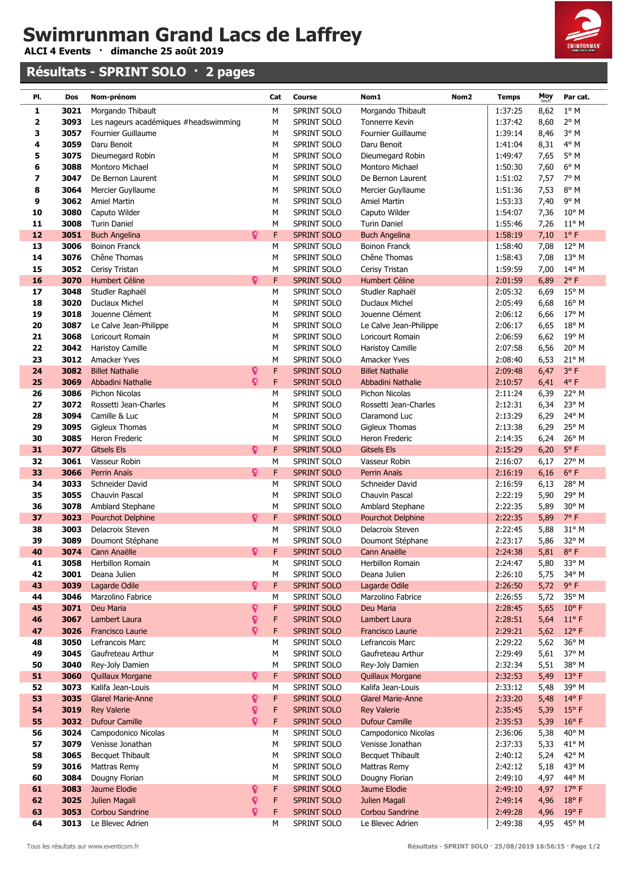# Swimrunman Grand Lacs de Laffrey

**ALCI 4 Events · dimanche 25 août 2019**

## Résultats - SPRINT SOLO · 2 pages

| Pl. | Dos | Nom-prénom | Cat | Course | Nom1 | Nom2 | Temps | Moy km/h | Par cat. |
|---|---|---|---|---|---|---|---|---|---|
| 1 | 3021 | Morgando Thibault | M | SPRINT SOLO | Morgando Thibault | | 1:37:25 | 8,62 | 1° M |
| 2 | 3093 | Les nageurs académiques #headswimming | M | SPRINT SOLO | Tonnerre Kevin | | 1:37:42 | 8,60 | 2° M |
| 3 | 3057 | Fournier Guillaume | M | SPRINT SOLO | Fournier Guillaume | | 1:39:14 | 8,46 | 3° M |
| 4 | 3059 | Daru Benoit | M | SPRINT SOLO | Daru Benoit | | 1:41:04 | 8,31 | 4° M |
| 5 | 3075 | Dieumegard Robin | M | SPRINT SOLO | Dieumegard Robin | | 1:49:47 | 7,65 | 5° M |
| 6 | 3088 | Montoro Michael | M | SPRINT SOLO | Montoro Michael | | 1:50:30 | 7,60 | 6° M |
| 7 | 3047 | De Bernon Laurent | M | SPRINT SOLO | De Bernon Laurent | | 1:51:02 | 7,57 | 7° M |
| 8 | 3064 | Mercier Guyllaume | M | SPRINT SOLO | Mercier Guyllaume | | 1:51:36 | 7,53 | 8° M |
| 9 | 3062 | Amiel Martin | M | SPRINT SOLO | Amiel Martin | | 1:53:33 | 7,40 | 9° M |
| 10 | 3080 | Caputo Wilder | M | SPRINT SOLO | Caputo Wilder | | 1:54:07 | 7,36 | 10° M |
| 11 | 3008 | Turin Daniel | M | SPRINT SOLO | Turin Daniel | | 1:55:46 | 7,26 | 11° M |
| 12 | 3051 | Buch Angelina | F | SPRINT SOLO | Buch Angelina | | 1:58:19 | 7,10 | 1° F |
| 13 | 3006 | Boinon Franck | M | SPRINT SOLO | Boinon Franck | | 1:58:40 | 7,08 | 12° M |
| 14 | 3076 | Chêne Thomas | M | SPRINT SOLO | Chêne Thomas | | 1:58:43 | 7,08 | 13° M |
| 15 | 3052 | Cerisy Tristan | M | SPRINT SOLO | Cerisy Tristan | | 1:59:59 | 7,00 | 14° M |
| 16 | 3070 | Humbert Céline | F | SPRINT SOLO | Humbert Céline | | 2:01:59 | 6,89 | 2° F |
| 17 | 3048 | Studler Raphaël | M | SPRINT SOLO | Studler Raphaël | | 2:05:32 | 6,69 | 15° M |
| 18 | 3020 | Duclaux Michel | M | SPRINT SOLO | Duclaux Michel | | 2:05:49 | 6,68 | 16° M |
| 19 | 3018 | Jouenne Clément | M | SPRINT SOLO | Jouenne Clément | | 2:06:12 | 6,66 | 17° M |
| 20 | 3087 | Le Calve Jean-Philippe | M | SPRINT SOLO | Le Calve Jean-Philippe | | 2:06:17 | 6,65 | 18° M |
| 21 | 3068 | Loricourt Romain | M | SPRINT SOLO | Loricourt Romain | | 2:06:59 | 6,62 | 19° M |
| 22 | 3042 | Haristoy Camille | M | SPRINT SOLO | Haristoy Camille | | 2:07:58 | 6,56 | 20° M |
| 23 | 3012 | Amacker Yves | M | SPRINT SOLO | Amacker Yves | | 2:08:40 | 6,53 | 21° M |
| 24 | 3082 | Billet Nathalie | F | SPRINT SOLO | Billet Nathalie | | 2:09:48 | 6,47 | 3° F |
| 25 | 3069 | Abbadini Nathalie | F | SPRINT SOLO | Abbadini Nathalie | | 2:10:57 | 6,41 | 4° F |
| 26 | 3086 | Pichon Nicolas | M | SPRINT SOLO | Pichon Nicolas | | 2:11:24 | 6,39 | 22° M |
| 27 | 3072 | Rossetti Jean-Charles | M | SPRINT SOLO | Rossetti Jean-Charles | | 2:12:31 | 6,34 | 23° M |
| 28 | 3094 | Camille & Luc | M | SPRINT SOLO | Claramond Luc | | 2:13:29 | 6,29 | 24° M |
| 29 | 3095 | Gigleux Thomas | M | SPRINT SOLO | Gigleux Thomas | | 2:13:38 | 6,29 | 25° M |
| 30 | 3085 | Heron Frederic | M | SPRINT SOLO | Heron Frederic | | 2:14:35 | 6,24 | 26° M |
| 31 | 3077 | Gitsels Els | F | SPRINT SOLO | Gitsels Els | | 2:15:29 | 6,20 | 5° F |
| 32 | 3061 | Vasseur Robin | M | SPRINT SOLO | Vasseur Robin | | 2:16:07 | 6,17 | 27° M |
| 33 | 3066 | Perrin Anaïs | F | SPRINT SOLO | Perrin Anaïs | | 2:16:19 | 6,16 | 6° F |
| 34 | 3033 | Schneider David | M | SPRINT SOLO | Schneider David | | 2:16:59 | 6,13 | 28° M |
| 35 | 3055 | Chauvin Pascal | M | SPRINT SOLO | Chauvin Pascal | | 2:22:19 | 5,90 | 29° M |
| 36 | 3078 | Amblard Stephane | M | SPRINT SOLO | Amblard Stephane | | 2:22:35 | 5,89 | 30° M |
| 37 | 3023 | Pourchot Delphine | F | SPRINT SOLO | Pourchot Delphine | | 2:22:35 | 5,89 | 7° F |
| 38 | 3003 | Delacroix Steven | M | SPRINT SOLO | Delacroix Steven | | 2:22:45 | 5,88 | 31° M |
| 39 | 3089 | Doumont Stéphane | M | SPRINT SOLO | Doumont Stéphane | | 2:23:17 | 5,86 | 32° M |
| 40 | 3074 | Cann Anaëlle | F | SPRINT SOLO | Cann Anaëlle | | 2:24:38 | 5,81 | 8° F |
| 41 | 3058 | Herbillon Romain | M | SPRINT SOLO | Herbillon Romain | | 2:24:47 | 5,80 | 33° M |
| 42 | 3001 | Deana Julien | M | SPRINT SOLO | Deana Julien | | 2:26:10 | 5,75 | 34° M |
| 43 | 3039 | Lagarde Odile | F | SPRINT SOLO | Lagarde Odile | | 2:26:50 | 5,72 | 9° F |
| 44 | 3046 | Marzolino Fabrice | M | SPRINT SOLO | Marzolino Fabrice | | 2:26:55 | 5,72 | 35° M |
| 45 | 3071 | Deu Maria | F | SPRINT SOLO | Deu Maria | | 2:28:45 | 5,65 | 10° F |
| 46 | 3067 | Lambert Laura | F | SPRINT SOLO | Lambert Laura | | 2:28:51 | 5,64 | 11° F |
| 47 | 3026 | Francisco Laurie | F | SPRINT SOLO | Francisco Laurie | | 2:29:21 | 5,62 | 12° F |
| 48 | 3050 | Lefrancois Marc | M | SPRINT SOLO | Lefrancois Marc | | 2:29:22 | 5,62 | 36° M |
| 49 | 3045 | Gaufreteau Arthur | M | SPRINT SOLO | Gaufreteau Arthur | | 2:29:49 | 5,61 | 37° M |
| 50 | 3040 | Rey-Joly Damien | M | SPRINT SOLO | Rey-Joly Damien | | 2:32:34 | 5,51 | 38° M |
| 51 | 3060 | Quillaux Morgane | F | SPRINT SOLO | Quillaux Morgane | | 2:32:53 | 5,49 | 13° F |
| 52 | 3073 | Kalifa Jean-Louis | M | SPRINT SOLO | Kalifa Jean-Louis | | 2:33:12 | 5,48 | 39° M |
| 53 | 3035 | Glarel Marie-Anne | F | SPRINT SOLO | Glarel Marie-Anne | | 2:33:20 | 5,48 | 14° F |
| 54 | 3019 | Rey Valerie | F | SPRINT SOLO | Rey Valerie | | 2:35:45 | 5,39 | 15° F |
| 55 | 3032 | Dufour Camille | F | SPRINT SOLO | Dufour Camille | | 2:35:53 | 5,39 | 16° F |
| 56 | 3024 | Campodonico Nicolas | M | SPRINT SOLO | Campodonico Nicolas | | 2:36:06 | 5,38 | 40° M |
| 57 | 3079 | Venisse Jonathan | M | SPRINT SOLO | Venisse Jonathan | | 2:37:33 | 5,33 | 41° M |
| 58 | 3065 | Becquet Thibault | M | SPRINT SOLO | Becquet Thibault | | 2:40:12 | 5,24 | 42° M |
| 59 | 3016 | Mattras Remy | M | SPRINT SOLO | Mattras Remy | | 2:42:12 | 5,18 | 43° M |
| 60 | 3084 | Dougny Florian | M | SPRINT SOLO | Dougny Florian | | 2:49:10 | 4,97 | 44° M |
| 61 | 3083 | Jaume Elodie | F | SPRINT SOLO | Jaume Elodie | | 2:49:10 | 4,97 | 17° F |
| 62 | 3025 | Julien Magali | F | SPRINT SOLO | Julien Magali | | 2:49:14 | 4,96 | 18° F |
| 63 | 3053 | Corbou Sandrine | F | SPRINT SOLO | Corbou Sandrine | | 2:49:28 | 4,96 | 19° F |
| 64 | 3013 | Le Blevec Adrien | M | SPRINT SOLO | Le Blevec Adrien | | 2:49:38 | 4,95 | 45° M |

Tous les résultats sur www.eventicom.fr

Résultats - SPRINT SOLO · 25/08/2019 16:56:15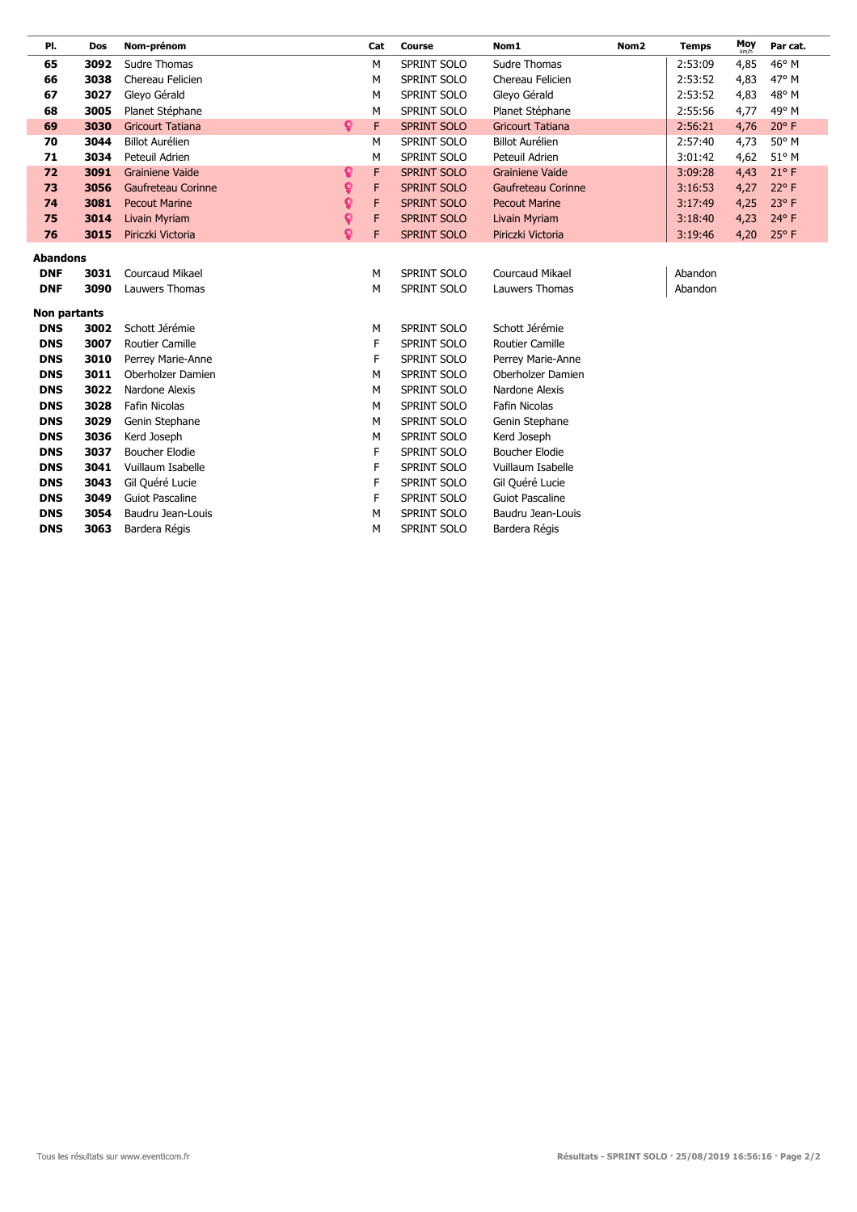| Pl. | Dos | Nom-prénom | Cat | Course | Nom1 | Nom2 | Temps | Moy km/h | Par cat. |
|---|---|---|---|---|---|---|---|---|---|
| 65 | 3092 | Sudre Thomas | M | SPRINT SOLO | Sudre Thomas | | 2:53:09 | 4,85 | 46° M |
| 66 | 3038 | Chereau Felicien | M | SPRINT SOLO | Chereau Felicien | | 2:53:52 | 4,83 | 47° M |
| 67 | 3027 | Gleyo Gérald | M | SPRINT SOLO | Gleyo Gérald | | 2:53:52 | 4,83 | 48° M |
| 68 | 3005 | Planet Stéphane | M | SPRINT SOLO | Planet Stéphane | | 2:55:56 | 4,77 | 49° M |
| 69 | 3030 | Gricourt Tatiana | F | SPRINT SOLO | Gricourt Tatiana | | 2:56:21 | 4,76 | 20° F |
| 70 | 3044 | Billot Aurélien | M | SPRINT SOLO | Billot Aurélien | | 2:57:40 | 4,73 | 50° M |
| 71 | 3034 | Peteuil Adrien | M | SPRINT SOLO | Peteuil Adrien | | 3:01:42 | 4,62 | 51° M |
| 72 | 3091 | Grainiene Vaide | F | SPRINT SOLO | Grainiene Vaide | | 3:09:28 | 4,43 | 21° F |
| 73 | 3056 | Gaufreteau Corinne | F | SPRINT SOLO | Gaufreteau Corinne | | 3:16:53 | 4,27 | 22° F |
| 74 | 3081 | Pecout Marine | F | SPRINT SOLO | Pecout Marine | | 3:17:49 | 4,25 | 23° F |
| 75 | 3014 | Livain Myriam | F | SPRINT SOLO | Livain Myriam | | 3:18:40 | 4,23 | 24° F |
| 76 | 3015 | Piriczki Victoria | F | SPRINT SOLO | Piriczki Victoria | | 3:19:46 | 4,20 | 25° F |

**Abandons**

| Pl. | Dos | Nom-prénom | Cat | Course | Nom1 | Nom2 | Temps |
|---|---|---|---|---|---|---|---|
| DNF | 3031 | Courcaud Mikael | M | SPRINT SOLO | Courcaud Mikael | | Abandon |
| DNF | 3090 | Lauwers Thomas | M | SPRINT SOLO | Lauwers Thomas | | Abandon |

**Non partants**

| Pl. | Dos | Nom-prénom | Cat | Course | Nom1 |
|---|---|---|---|---|---|
| DNS | 3002 | Schott Jérémie | M | SPRINT SOLO | Schott Jérémie |
| DNS | 3007 | Routier Camille | F | SPRINT SOLO | Routier Camille |
| DNS | 3010 | Perrey Marie-Anne | F | SPRINT SOLO | Perrey Marie-Anne |
| DNS | 3011 | Oberholzer Damien | M | SPRINT SOLO | Oberholzer Damien |
| DNS | 3022 | Nardone Alexis | M | SPRINT SOLO | Nardone Alexis |
| DNS | 3028 | Fafin Nicolas | M | SPRINT SOLO | Fafin Nicolas |
| DNS | 3029 | Genin Stephane | M | SPRINT SOLO | Genin Stephane |
| DNS | 3036 | Kerd Joseph | M | SPRINT SOLO | Kerd Joseph |
| DNS | 3037 | Boucher Elodie | F | SPRINT SOLO | Boucher Elodie |
| DNS | 3041 | Vuillaum Isabelle | F | SPRINT SOLO | Vuillaum Isabelle |
| DNS | 3043 | Gil Quéré Lucie | F | SPRINT SOLO | Gil Quéré Lucie |
| DNS | 3049 | Guiot Pascaline | F | SPRINT SOLO | Guiot Pascaline |
| DNS | 3054 | Baudru Jean-Louis | M | SPRINT SOLO | Baudru Jean-Louis |
| DNS | 3063 | Bardera Régis | M | SPRINT SOLO | Bardera Régis |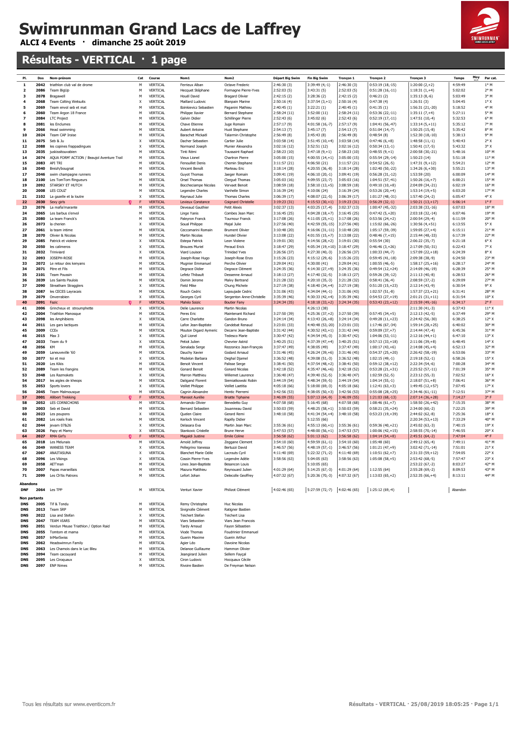# Swimrunman Grand Lacs de Laffrey

**ALCI 4 Events · dimanche 25 août 2019**

## Résultats - VERTICAL · 1 page

| Pl. | Dos | Nom-prénom | Cat | Course | Nom1 | Nom2 | Départ Big Swim | Fin Big Swim | Tronçon 1 | Tronçon 2 | Tronçon 3 | Temps | Moy | Par cat. |
|---|---|---|---|---|---|---|---|---|---|---|---|---|---|---|
| 1 | 2042 | triathlon club val de drome | M | VERTICAL | Ferrieux Alban | Octave Frederic | 2:46:30 (3) | 3:39:49 (4,-1) | 2:46:30 (3) | 0:53:19 (18,-15) | 1:20:00 (2,+2) | 4:59:49 | | 1° M |
| 2 | 2086 | Team BigUp | M | VERTICAL | Hecquet Stéphane | Formagne Pierre-Yves | 2:52:03 (5) | 3:43:31 (5) | 2:52:03 (5) | 0:51:28 (16,-11) | 1:18:31 (1,+4) | 5:02:02 | | 2° M |
| 3 | 2078 | Bragawell | M | VERTICAL | Houël David | Bragard Olivier | 2:42:15 (2) | 3:28:36 (2) | 2:42:15 (2) | 0:46:21 (2) | 1:35:13 (8,-6) | 5:03:49 | | 3° M |
| 4 | 2068 | Team Colting Wetsuits | X | VERTICAL | Maillard Ludovic | Blanpain Marine | 2:50:16 (4) | 3:37:54 (3,+1) | 2:50:16 (4) | 0:47:38 (4) | 1:26:51 (3) | 5:04:45 | | 1° X |
| 5 | 2069 | Team envol seb et mat | M | VERTICAL | Bzinkiewicz Sebastien | Paganini Mathieu | 2:40:45 (1) | 3:22:21 (1) | 2:40:45 (1) | 0:41:35 (1) | 1:56:31 (21,-20) | 5:18:52 | | 4° M |
| 6 | 2060 | Team Argon 18 France | M | VERTICAL | Philippe Xavier | Bernard Stephane | 2:58:24 (11) | 3:52:00 (11) | 2:58:24 (11) | 0:53:36 (22,-11) | 1:35:11 (7,+4) | 5:27:11 | | 5° M |
| 7 | 2084 | LTC Project | M | VERTICAL | Galvin Didier | Schillinger Pierre | 2:52:43 (6) | 3:45:02 (6) | 2:52:43 (6) | 0:52:19 (17,-11) | 1:47:51 (10,-4) | 5:32:53 | | 6° M |
| 8 | 2081 | les Enclumes | M | VERTICAL | Chave Etienne | Juge Romain | 2:57:17 (9) | 4:01:58 (16,-7) | 2:57:17 (9) | 1:04:41 (56,-47) | 1:33:14 (5,+11) | 5:35:12 | | 7° M |
| 9 | 2066 | Head swimming | M | VERTICAL | Aubert Antoine | Huot Stephane | 2:54:13 (7) | 3:45:17 (7) | 2:54:13 (7) | 0:51:04 (14,-7) | 1:50:25 (15,-8) | 5:35:42 | | 8° M |
| 10 | 2024 | Team CAP Iroise | M | VERTICAL | Barachet Mickaël | Talarmin Christophe | 2:56:49 (8) | 3:45:40 (8) | 2:56:49 (8) | 0:48:54 (8) | 1:52:30 (18,-10) | 5:38:13 | | 9° M |
| 11 | 2075 | Seb & Ju | X | VERTICAL | Dacher Sebastien | Cartier Julie | 3:03:58 (14) | 3:51:45 (10,+4) | 3:03:58 (14) | 0:47:46 (6,+8) | 1:48:58 (11,-1) | 5:40:43 | | 2° X |
| 12 | 2088 | les copines frappadingues | X | VERTICAL | Normand Joseph | Munier Alexandra | 3:02:16 (12) | 3:52:51 (12) | 3:02:16 (12) | 0:50:34 (13,-1) | 1:50:41 (17,-5) | 5:43:32 | | 3° X |
| 13 | 2035 | juskissitouvabien | M | VERTICAL | Tinti Rémi | Toussaint Raphael | 2:58:23 (10) | 3:47:18 (9,+1) | 2:58:23 (10) | 0:48:55 (9,+1) | 2:00:58 (30,-21) | 5:48:16 | | 10° M |
| 14 | 2074 | AQUA FORM' ACTION / Beaujol Aventure Trail | M | VERTICAL | Vieux Lionel | Chartron Pierre | 3:05:00 (15) | 4:00:55 (14,+1) | 3:05:00 (15) | 0:55:54 (29,-14) | 1:50:23 (14) | 5:51:18 | | 11° M |
| 15 | 2083 | API TRI | M | VERTICAL | Fenouillet Denis | Chemin Stephane | 3:11:57 (21) | 4:06:50 (21) | 3:11:57 (21) | 0:54:52 (26,-5) | 1:47:31 (9,+12) | 5:54:21 | | 12° M |
| 16 | 2040 | Breizh/bougnat | M | VERTICAL | Vincent Benoît | Marteau Eric | 3:18:14 (28) | 4:20:55 (36,-8) | 3:18:14 (28) | 1:02:40 (50,-22) | 1:34:26 (6,+30) | 5:55:21 | | 13° M |
| 17 | 2046 | swim champagne runners | M | VERTICAL | Guyot Thomas | Jaeger Romain | 3:09:41 (19) | 4:06:10 (20,-1) | 3:09:41 (19) | 0:56:28 (31,-12) | 1:53:59 (20) | 6:00:09 | | 14° M |
| 18 | 2100 | Les TomTom flingueurs | M | VERTICAL | Orsel Thomas | Clergué Thomas | 3:05:03 (16) | 4:09:55 (23,-7) | 3:05:03 (16) | 1:04:51 (57,-41) | 1:50:26 (16,+7) | 6:00:21 | | 15° M |
| 19 | 2092 | STARSKY ET HUTCH | M | VERTICAL | Boccheciampe Nicolas | Vervaet Benoit | 3:08:59 (18) | 3:58:10 (13,+5) | 3:08:59 (18) | 0:49:10 (10,+8) | 2:04:09 (34,-21) | 6:02:19 | | 16° M |
| 20 | 2008 | LES COUZ' | M | VERTICAL | Legendre Charles | Vanhelle Simon | 3:16:39 (24) | 4:10:06 (24) | 3:16:39 (24) | 0:53:26 (20,+4) | 1:53:14 (19,+5) | 6:03:20 | | 17° M |
| 21 | 2102 | La gazelle et la loutre | X | VERTICAL | Raynaud Julie | Thomas Charles | 3:06:39 (17) | 4:08:07 (22,-5) | 3:06:39 (17) | 1:01:27 (48,-31) | 1:57:40 (24,-2) | 6:05:47 | | 4° X |
| 22 | 2030 | Sexy girls | F | VERTICAL | Levieux Constance | Coignard Christelle | 3:19:23 (31) | 4:15:53 (30,+1) | 3:19:23 (31) | 0:56:29 (32,-1) | 1:50:21 (13,+17) | 6:06:14 | | 1° F |
| 23 | 2076 | La mafia'marante | M | VERTICAL | Deveaud Gauthier | Petit Alexis | 3:02:37 (13) | 4:03:25 (17,-4) | 3:02:37 (13) | 1:00:47 (45,-32) | 2:03:38 (33,-16) | 6:07:03 | | 18° M |
| 24 | 2065 | Les barbus s'envol | M | VERTICAL | Linge Yanis | Combes Jean Marc | 3:16:45 (25) | 4:04:28 (18,+7) | 3:16:45 (25) | 0:47:42 (5,+20) | 2:03:18 (32,-14) | 6:07:46 | | 19° M |
| 25 | 2080 | La team Franck's | M | VERTICAL | Paleyron Franck | Tournour Franck | 3:17:08 (26) | 4:11:05 (25,+1) | 3:17:08 (26) | 0:53:56 (24,+2) | 2:00:54 (29,-4) | 6:11:59 | | 20° M |
| 26 | 2073 | la cherien | X | VERTICAL | Soual Philippe | Majal Julie | 3:27:56 (40) | 4:42:59 (55,-15) | 3:27:56 (40) | 1:15:02 (66,-26) | 1:30:56 (4,+51) | 6:13:55 | | 5° X |
| 27 | 2061 | la team intime | M | VERTICAL | Ceccomarini Romain | Brument Olivier | 3:10:48 (20) | 4:16:06 (31,-11) | 3:10:48 (20) | 1:05:17 (59,-39) | 1:59:05 (27,+4) | 6:15:11 | | 21° M |
| 28 | 2070 | Olivier & Nicolas | M | VERTICAL | Martin Nicolas | Hurstel Olivier | 3:13:08 (22) | 4:01:55 (15,+7) | 3:13:08 (22) | 0:48:46 (7,+15) | 2:15:44 (48,-33) | 6:17:39 | | 22° M |
| 29 | 2085 | Patrick et violene | X | VERTICAL | Estepa Patrick | Leon Violene | 3:19:01 (30) | 4:14:56 (28,+2) | 3:19:01 (30) | 0:55:54 (30) | 2:06:22 (35,-7) | 6:21:18 | | 6° X |
| 30 | 2050 | les calimeros | X | VERTICAL | Brouzes Muriel | Peraud Erick | 3:18:47 (29) | 4:05:34 (19,+10) | 3:18:47 (29) | 0:46:46 (3,+26) | 2:17:09 (50,-31) | 6:22:43 | | 7° X |
| 31 | 2032 | Triniviard | X | VERTICAL | Viard Louison | Trinidad Yves | 3:26:56 (37) | 4:27:30 (40,-3) | 3:26:56 (37) | 1:00:33 (44,-7) | 1:57:09 (22,+18) | 6:24:39 | | 8° X |
| 32 | 2093 | JOSEPH-ROSE | M | VERTICAL | Joseph-Rose Hugo | Joseph-Rose Enzo | 3:15:26 (23) | 4:15:12 (29,-6) | 3:15:26 (23) | 0:59:45 (41,-18) | 2:09:38 (38,-9) | 6:24:50 | | 23° M |
| 33 | 2072 | Le retour des kenyans | M | VERTICAL | Mugnier Emmanuel | Perche Olivier | 3:29:04 (41) | 4:30:00 (41) | 3:29:04 (41) | 1:00:55 (46,-5) | 1:58:17 (25,+16) | 6:28:17 | | 24° M |
| 34 | 2071 | Père et Fils | M | VERTICAL | Degrace Didier | Degrace Clément | 3:24:35 (36) | 4:14:30 (27,+9) | 3:24:35 (36) | 0:49:54 (12,+24) | 2:14:09 (46,-19) | 6:28:39 | | 25° M |
| 35 | 2101 | Team Poussin | M | VERTICAL | Lefetz Thibault | Dessenne Arnaud | 3:18:13 (27) | 4:17:40 (32,-5) | 3:18:13 (27) | 0:59:26 (39,-12) | 2:11:13 (40,-8) | 6:28:53 | | 26° M |
| 36 | 2039 | Les Saints Paulois | M | VERTICAL | Domin Jerome | Malvy Bertrand | 3:21:28 (32) | 4:20:10 (35,-3) | 3:21:28 (32) | 0:58:41 (36,-4) | 2:08:59 (37,-2) | 6:29:09 | | 27° M |
| 37 | 2090 | Streatham Stragglers | X | VERTICAL | Field Mike | Chung Michele | 3:27:19 (38) | 4:18:40 (34,+4) | 3:27:19 (38) | 0:51:20 (15,+23) | 2:12:14 (43,-9) | 6:30:54 | | 9° X |
| 38 | 2087 | les CECES Layracais | M | VERTICAL | Rouch Cedric | Lapoujade Cedric | 3:31:06 (43) | 4:34:04 (44,-1) | 3:31:06 (43) | 1:02:57 (51,-8) | 1:57:37 (23,+21) | 6:31:41 | | 28° M |
| 39 | 2079 | Onverrabien | X | VERTICAL | Georges Cyril | Sergenton Anne-Christelle | 3:35:39 (46) | 4:30:33 (42,+4) | 3:35:39 (46) | 0:54:53 (27,+19) | 2:01:21 (31,+11) | 6:31:54 | | 10° X |
| 40 | 2091 | Fazic | F | VERTICAL | Mahéo Soizic | Boutier Fany | 3:24:34 (35) | 4:18:18 (33,+2) | 3:24:34 (35) | 0:53:43 (23,+12) | 2:15:59 (49,-16) | 6:34:17 | | 2° F |
| 41 | 2006 | Grincheux et stroumphette | X | VERTICAL | Delie Laurence | Martin Nicolas | | 4:26:13 (38) | | | 2:11:30 (41,-3) | 6:37:43 | | 11° X |
| 42 | 2004 | Triathlon Manosque | M | VERTICAL | Peres Eric | Maintenant Richard | 3:27:50 (39) | 4:25:36 (37,+2) | 3:27:50 (39) | 0:57:45 (34,+5) | 2:12:13 (42,-5) | 6:37:49 | | 29° M |
| 43 | 2098 | les Amphibiens | X | VERTICAL | Carre Charlotte | Gandon Bruno | 3:24:14 (34) | 4:13:43 (26,+8) | 3:24:14 (34) | 0:49:28 (11,+23) | 2:24:42 (56,-30) | 6:38:25 | | 12° X |
| 44 | 2011 | Les gars lactiques | M | VERTICAL | Lafon Jean-Baptiste | Candebat Renaud | 3:23:01 (33) | 4:40:48 (53,-20) | 3:23:01 (33) | 1:17:46 (67,-34) | 1:59:14 (28,+25) | 6:40:02 | | 30° M |
| 45 | 2009 | CCEx | M | VERTICAL | Mouton Digard Aymeric | Decarre Jean-Baptiste | 3:31:42 (44) | 4:30:52 (43,+1) | 3:31:42 (44) | 0:59:09 (37,+7) | 2:14:44 (47,-4) | 6:45:36 | | 31° M |
| 46 | 2015 | Max 3 | X | VERTICAL | Quil Lionel | Tedesco Marie | 3:30:47 (42) | 4:34:54 (45,-3) | 3:30:47 (42) | 1:04:06 (53,-11) | 2:12:16 (44,+1) | 6:47:10 | | 13° X |
| 47 | 2033 | Team du 9 | X | VERTICAL | Petiot Julien | Chevrier Astrid | 3:40:25 (51) | 4:37:39 (47,+4) | 3:40:25 (51) | 0:57:13 (33,+18) | 2:11:06 (39,+8) | 6:48:45 | | 14° X |
| 48 | 2056 | KM | M | VERTICAL | Senalada Serge | Rezzonico Jean-François | 3:37:47 (49) | 4:38:05 (49) | 3:37:47 (49) | 1:00:17 (43,+6) | 2:14:08 (45,+4) | 6:52:13 | | 32° M |
| 49 | 2059 | Laneuveville '60 | M | VERTICAL | Dauchy Xavier | Godard Arnaud | 3:31:46 (45) | 4:26:24 (39,+6) | 3:31:46 (45) | 0:54:37 (25,+20) | 2:26:42 (58,-19) | 6:53:06 | | 33° M |
| 50 | 2077 | toi et moi | X | VERTICAL | Modelon Barbara | Deghal Djamel | 3:36:52 (48) | 4:39:07 (51,-3) | 3:36:52 (48) | 1:02:15 (49,-1) | 2:19:18 (52,-1) | 6:58:26 | | 15° X |
| 51 | 2020 | Les Kikis | M | VERTICAL | Benoit Vincent | Palisse Serge | 3:38:41 (50) | 4:37:54 (48,+2) | 3:38:41 (50) | 0:59:12 (38,+12) | 2:22:34 (54,-6) | 7:00:28 | | 34° M |
| 52 | 2089 | Team les frangins | M | VERTICAL | Gonard Benoit | Gonard Nicolas | 3:42:18 (52) | 4:35:47 (46,+6) | 3:42:18 (52) | 0:53:28 (21,+31) | 2:25:52 (57,-11) | 7:01:39 | | 35° M |
| 53 | 2048 | Les Razmokets | X | VERTICAL | Marron Matthieu | Willemet Laurence | 3:36:40 (47) | 4:39:40 (52,-5) | 3:36:40 (47) | 1:02:59 (52,-5) | 2:23:12 (55,-3) | 7:02:52 | | 16° X |
| 54 | 2017 | les aigles de kheops | M | VERTICAL | Daligand Florent | Siemiatkowski Robin | 3:44:19 (54) | 4:48:34 (59,-5) | 3:44:19 (54) | 1:04:14 (55,-1) | 2:18:07 (51,+8) | 7:06:41 | | 36° M |
| 55 | 2053 | Sports lovers | X | VERTICAL | Veillet Philippe | Veillet Laetitia | 4:05:18 (66) | 5:18:00 (69,-3) | 4:05:18 (66) | 1:12:41 (63,+3) | 1:49:45 (12,+57) | 7:07:45 | | 17° X |
| 56 | 2045 | Team Malmousque | M | VERTICAL | Cagnin Alexandre | Hentic Pierremi | 3:42:56 (53) | 4:38:05 (50,+3) | 3:42:56 (53) | 0:55:08 (28,+25) | 2:34:46 (61,-11) | 7:12:51 | | 37° M |
| 57 | 2001 | Allibert Trekking | F | VERTICAL | Mansiot Aurélie | Briatte Tiphaine | 3:46:09 (55) | 5:07:13 (64,-9) | 3:46:09 (55) | 1:21:03 (68,-13) | 2:07:14 (36,+28) | 7:14:27 | | 3° F |
| 58 | 2052 | LES CORNICHONS | M | VERTICAL | Armando Olivier | Benedetto Guy | 4:07:58 (68) | 5:16:45 (68) | 4:07:58 (68) | 1:08:46 (61,+7) | 1:58:50 (26,+42) | 7:15:35 | | 38° M |
| 59 | 2003 | Seb et David | M | VERTICAL | Bernard Sebastien | Jouanneau David | 3:50:03 (59) | 4:48:25 (58,+1) | 3:50:03 (59) | 0:58:21 (35,+24) | 2:34:00 (60,-2) | 7:22:25 | | 39° M |
| 60 | 2023 | Les poupons | X | VERTICAL | Quelen Claire | Gerard Remi | 3:48:10 (58) | 4:41:34 (54,+4) | 3:48:10 (58) | 0:53:23 (19,+39) | 2:44:02 (62,-8) | 7:25:36 | | 18° X |
| 61 | 2082 | Les rosés frais | M | VERTICAL | Kerloch Vincent | Rapilly Didier | | 5:12:55 (66) | | | 2:20:34 (53,+13) | 7:33:29 | | 40° M |
| 62 | 2044 | jevam 07&26 | X | VERTICAL | Delasara Eva | Martin Jean Marc | 3:55:36 (61) | 4:55:13 (60,+1) | 3:55:36 (61) | 0:59:36 (40,+21) | 2:45:02 (63,-3) | 7:40:15 | | 19° X |
| 63 | 2026 | Papy et Mamy | X | VERTICAL | Stankovic Cristelle | Brune Herve | 3:47:53 (57) | 4:48:00 (56,+1) | 3:47:53 (57) | 1:00:06 (42,+15) | 2:58:55 (70,-14) | 7:46:55 | | 20° X |
| 64 | 2027 | RMA Girl's | F | VERTICAL | Magaldi Justine | Emile Coline | 3:56:58 (62) | 5:01:13 (62) | 3:56:58 (62) | 1:04:14 (54,+8) | 2:45:51 (64,-2) | 7:47:04 | | 4° F |
| 65 | 2018 | Les Melunais | M | VERTICAL | Arnold Joffrey | Zeggane Clement | 3:54:10 (60) | 4:59:59 (61,-1) | 3:54:10 (60) | 1:05:48 (60) | 2:49:12 (65,-4) | 7:49:11 | | 41° M |
| 66 | 2049 | WANESS TEAM | X | VERTICAL | Pellegrino Vanessa | Bertuzzi David | 3:46:57 (56) | 4:48:19 (57,-1) | 3:46:57 (56) | 1:01:21 (47,+9) | 3:02:42 (71,-14) | 7:51:01 | | 21° X |
| 67 | 2067 | ANAITASUNA | X | VERTICAL | Blanchet Marie Odile | Lacrouts Cyril | 4:11:40 (69) | 5:22:32 (71,-2) | 4:11:40 (69) | 1:10:51 (62,+7) | 2:31:33 (59,+12) | 7:54:05 | | 22° X |
| 68 | 2096 | Les Vikings | X | VERTICAL | Cossin Pierre-Yves | Legendre Adèle | 3:58:56 (63) | 5:04:05 (63) | 3:58:56 (63) | 1:05:08 (58,+5) | 2:53:42 (68,-5) | 7:57:47 | | 23° X |
| 69 | 2058 | AET'man | M | VERTICAL | Lines Jean-Baptiste | Besancon Louis | | 5:10:05 (65) | | | 2:53:22 (67,-2) | 8:03:27 | | 42° M |
| 70 | 2007 | Papas marseillais | M | VERTICAL | Mazura Matthieu | Reynouard Julien | 4:01:29 (64) | 5:14:25 (67,-3) | 4:01:29 (64) | 1:12:55 (64) | 2:55:28 (69,-2) | 8:09:53 | | 43° M |
| 71 | 2099 | Les Ch'tis Patrons | M | VERTICAL | Lefort Johan | Delecolle Geoffrey | 4:07:32 (67) | 5:20:36 (70,-3) | 4:07:32 (67) | 1:13:03 (65,+2) | 2:52:35 (66,+4) | 8:13:11 | | 44° M |

**Abandons**

| Pl. | Dos | Nom-prénom | Cat | Course | Nom1 | Nom2 | Départ Big Swim | Fin Big Swim | Tronçon 1 | Tronçon 2 | Tronçon 3 | Temps | Moy | Par cat. |
|---|---|---|---|---|---|---|---|---|---|---|---|---|---|---|
| DNF | 2064 | Les TPP | M | VERTICAL | Venturi Xavier | Philizot Clément | 4:02:46 (65) | 5:27:59 (72,-7) | 4:02:46 (65) | 1:25:12 (69,-4) | | Abandon | | |

**Non partants**

| Pl. | Dos | Nom-prénom | Cat | Course | Nom1 | Nom2 |
|---|---|---|---|---|---|---|
| DNS | 2005 | Tif & Tondu | M | VERTICAL | Remy Christophe | Huc Nicolas |
| DNS | 2013 | Team SRP | M | VERTICAL | Sivignolle Clément | Ratigner Bastien |
| DNS | 2022 | Lisa and Stefan | X | VERTICAL | Teichert Stefan | Teichert Lisa |
| DNS | 2047 | TEAM VIARS | M | VERTICAL | Viars Sebastien | Viars Jean Francois |
| DNS | 2051 | Verdun Meuse Triathlon / Option Raid | M | VERTICAL | Tardy Arnaud | Fayon Sébastien |
| DNS | 2055 | Tomtom et mama | M | VERTICAL | Viode Thomas | Foudrinier Emmanuel |
| DNS | 2057 | triMarSwiss | M | VERTICAL | Guerin Maxime | Guerin Arthur |
| DNS | 2062 | Headswimrun Family | M | VERTICAL | Agier Léo | Davoine Nicolas |
| DNS | 2063 | Les Chamois dans le Lac Bleu | M | VERTICAL | Delanoe Guillaume | Hammon Olivier |
| DNS | 2094 | Team cacouyard | M | VERTICAL | Jeangirard Julien | Sellem Fayçal |
| DNS | 2095 | Les Croquaux | X | VERTICAL | Ciron Ludovic | Hocquaux Cécile |
| DNS | 2097 | ENP Nimes | M | VERTICAL | Rivoire Bastien | De Freyman Nelson |

Tous les résultats sur www.eventicom.fr

Résultats - VERTICAL · 25/08/2019 18:05:25 · Page 1/1